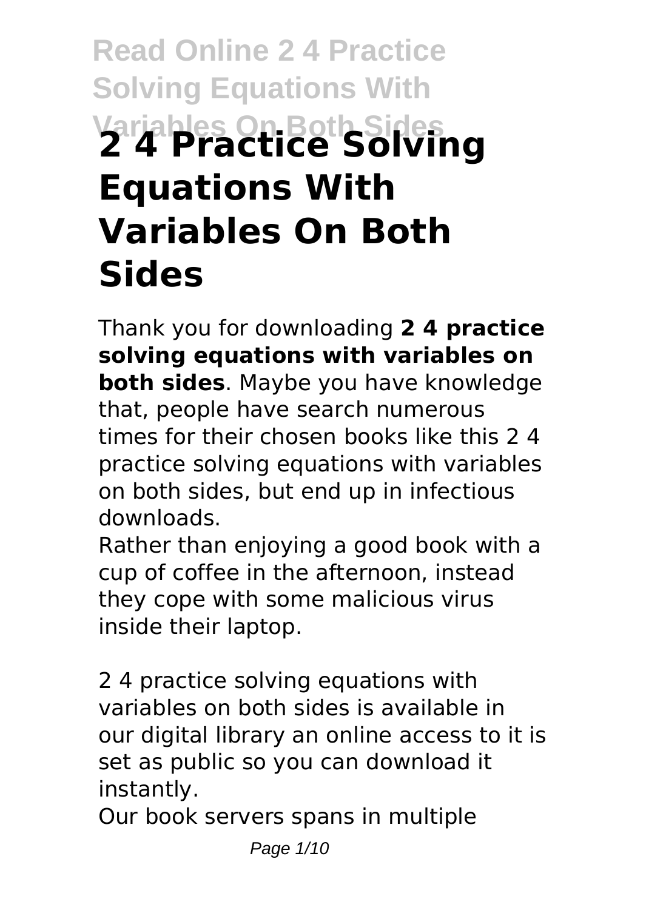# 2 4 Practice Solving Equations With Variables On Both Sides

Thank you for downloading **2 4 practice solving equations with variables on both sides**. Maybe you have knowledge that, people have search numerous times for their chosen books like this 2 4 practice solving equations with variables on both sides, but end up in infectious downloads.

Rather than enjoying a good book with a cup of coffee in the afternoon, instead they cope with some malicious virus inside their laptop.

2 4 practice solving equations with variables on both sides is available in our digital library an online access to it is set as public so you can download it instantly.

Our book servers spans in multiple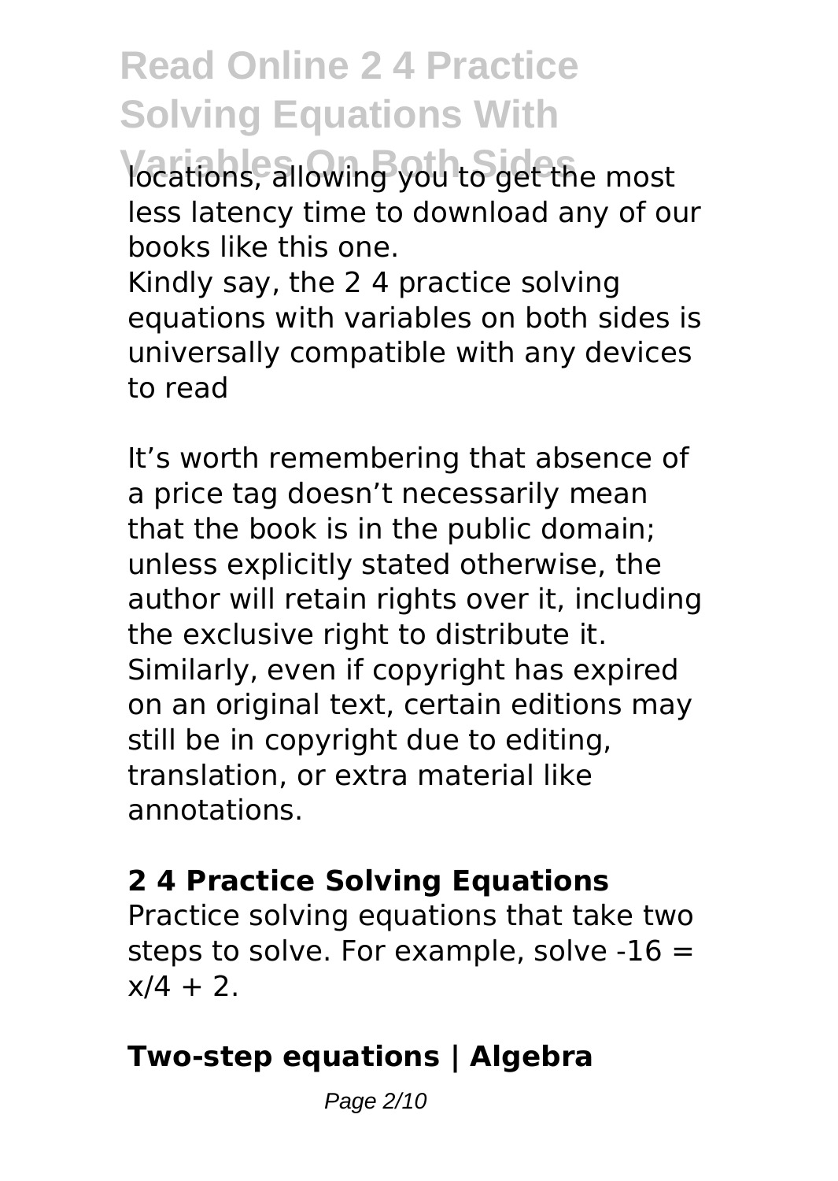locations, allowing you to get the most less latency time to download any of our books like this one.

Kindly say, the 2 4 practice solving equations with variables on both sides is universally compatible with any devices to read

It's worth remembering that absence of a price tag doesn't necessarily mean that the book is in the public domain; unless explicitly stated otherwise, the author will retain rights over it, including the exclusive right to distribute it. Similarly, even if copyright has expired on an original text, certain editions may still be in copyright due to editing, translation, or extra material like annotations.

### 2 4 Practice Solving Equations

Practice solving equations that take two steps to solve. For example, solve $-16 = x/4 + 2$.

### Two-step equations | Algebra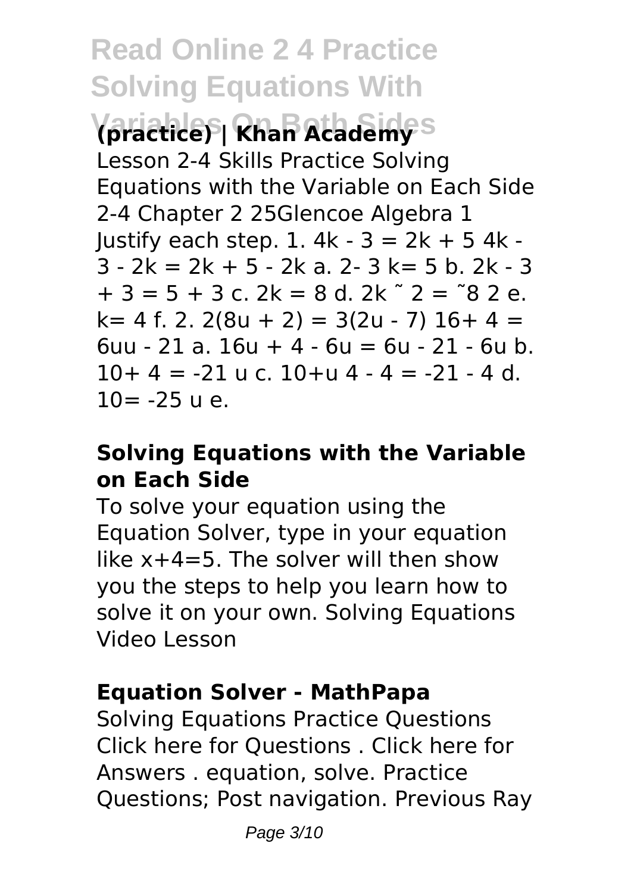**(practice) | Khan Academy**

Lesson 2-4 Skills Practice Solving Equations with the Variable on Each Side 2-4 Chapter 2 25Glencoe Algebra 1 Justify each step. 1. $4k - 3 = 2k + 5$ $4k - 3 - 2k = 2k + 5 - 2k$ a. $2- 3$ $k= 5$ b. $2k - 3 + 3 = 5 + 3$ c. $2k = 8$ d. $2k$ ˜ $2 =$ ˜$8$ $2$ e. $k= 4$ f. 2. $2(8u + 2) = 3(2u - 7)$ $16+ 4 = 6uu - 21$ a. $16u + 4 - 6u = 6u - 21 - 6u$ b. $10+ 4 = -21$ u c. $10+u$ $4 - 4 = -21 - 4$ d. $10= -25$ u e.

### **Solving Equations with the Variable on Each Side**

To solve your equation using the Equation Solver, type in your equation like x+4=5. The solver will then show you the steps to help you learn how to solve it on your own. Solving Equations Video Lesson

### **Equation Solver - MathPapa**

Solving Equations Practice Questions Click here for Questions . Click here for Answers . equation, solve. Practice Questions; Post navigation. Previous Ray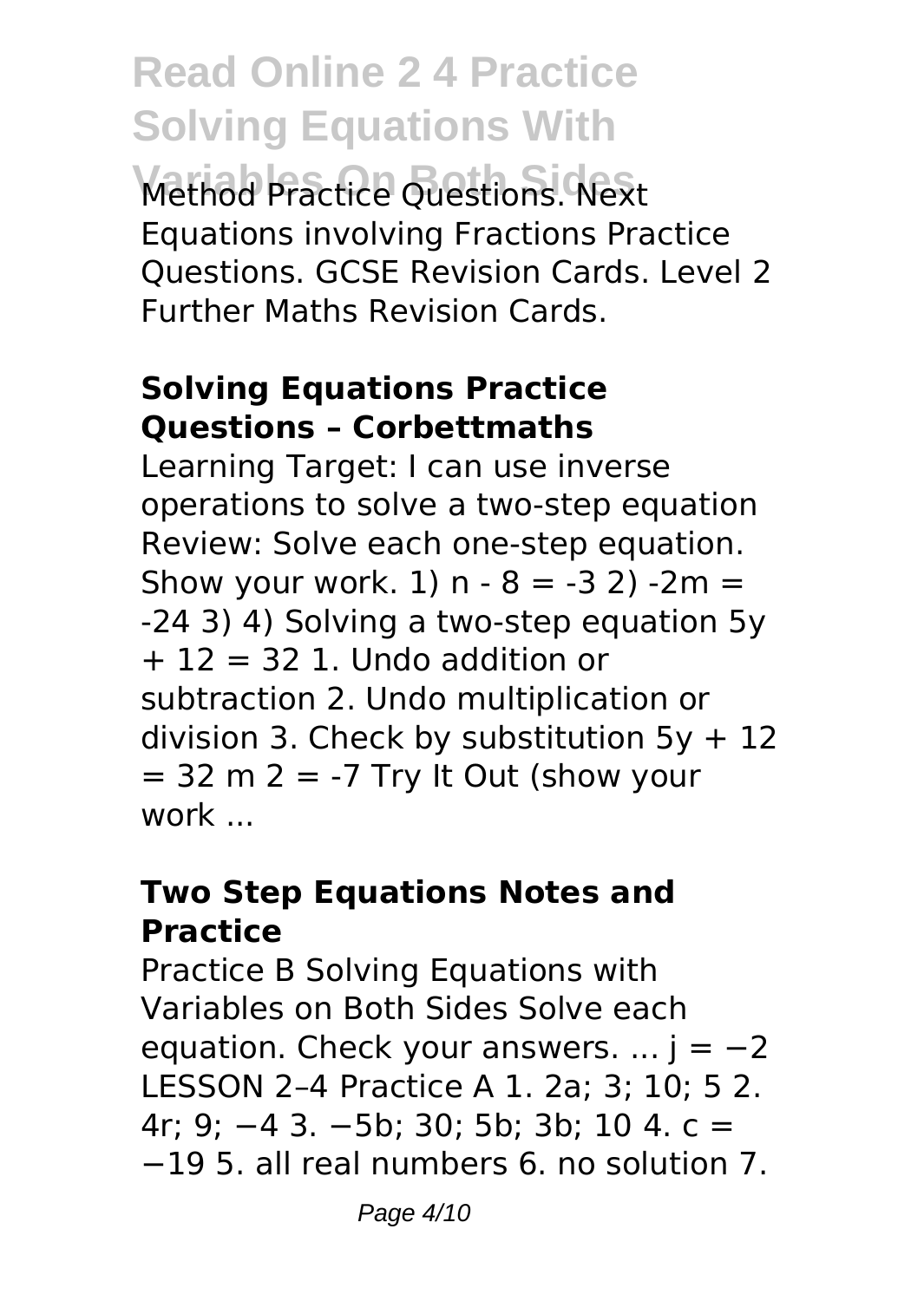Method Practice Questions. Next Equations involving Fractions Practice Questions. GCSE Revision Cards. Level 2 Further Maths Revision Cards.

### **Solving Equations Practice Questions – Corbettmaths**

Learning Target: I can use inverse operations to solve a two-step equation Review: Solve each one-step equation. Show your work. 1) $n - 8 = -3$ 2) $-2m = -24$ 3) 4) Solving a two-step equation $5y + 12 = 32$ 1. Undo addition or subtraction 2. Undo multiplication or division 3. Check by substitution $5y + 12 = 32$ m 2 = -7 Try It Out (show your work ...

### **Two Step Equations Notes and Practice**

Practice B Solving Equations with Variables on Both Sides Solve each equation. Check your answers. ... $j = -2$ LESSON 2–4 Practice A 1. 2a; 3; 10; 5 2. 4r; 9; −4 3. −5b; 30; 5b; 3b; 10 4. $c = -19$ 5. all real numbers 6. no solution 7.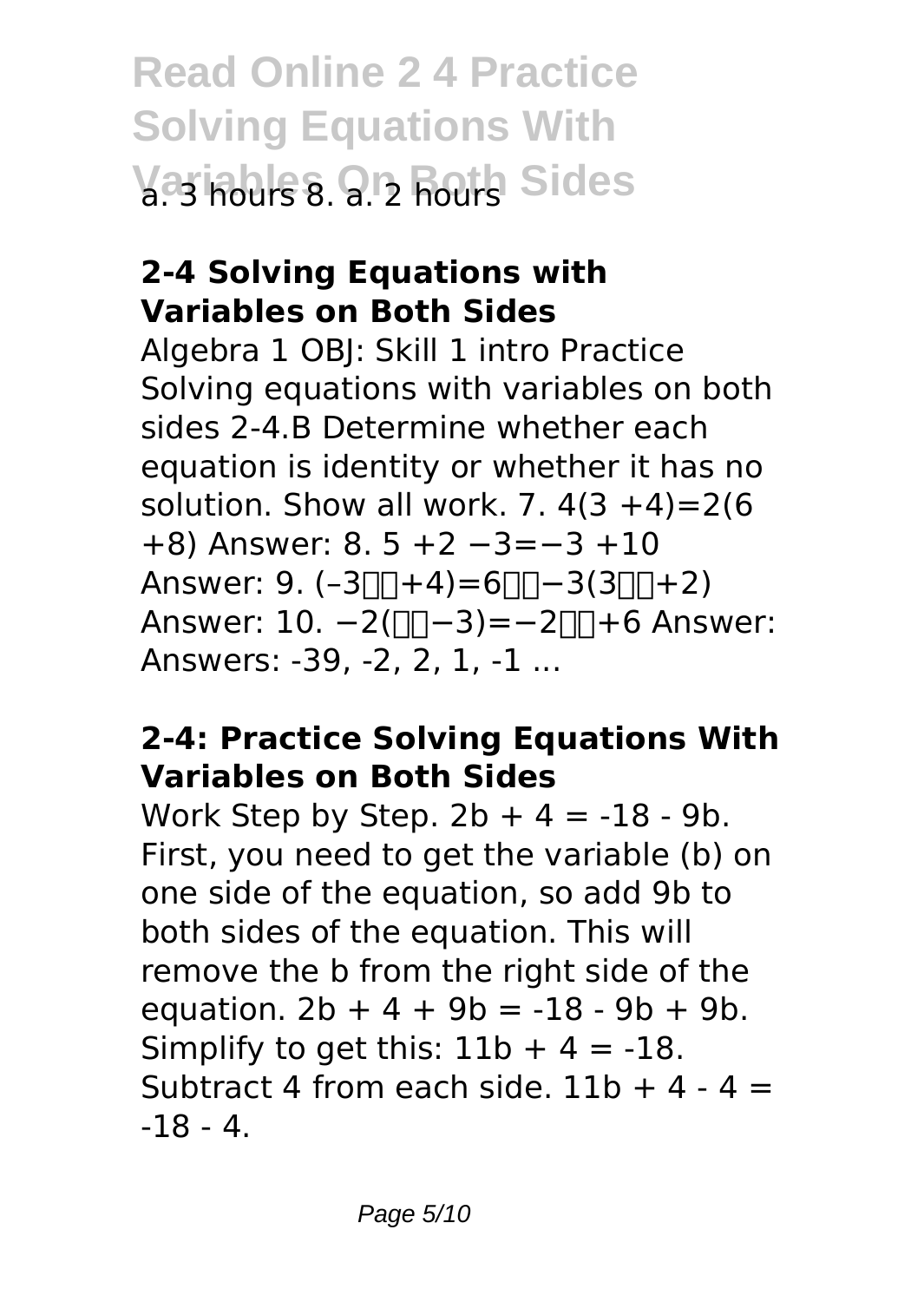a. 3 hours 8. a. 2 hours

### 2-4 Solving Equations with Variables on Both Sides

Algebra 1 OBJ: Skill 1 intro Practice Solving equations with variables on both sides 2-4.B Determine whether each equation is identity or whether it has no solution. Show all work. 7. $4(3 +4)=2(6 +8)$ Answer: 8. $5 +2 -3=-3 +10$ Answer: 9. (–3□□+4)=6□□−3(3□□+2) Answer: 10. −2(□□−3)=−2□□+6 Answer: Answers: -39, -2, 2, 1, -1 ...

### 2-4: Practice Solving Equations With Variables on Both Sides

Work Step by Step. $2b + 4 = -18 - 9b$. First, you need to get the variable (b) on one side of the equation, so add 9b to both sides of the equation. This will remove the b from the right side of the equation. $2b + 4 + 9b = -18 - 9b + 9b$. Simplify to get this: $11b + 4 = -18$. Subtract 4 from each side. $11b + 4 - 4 = -18 - 4$.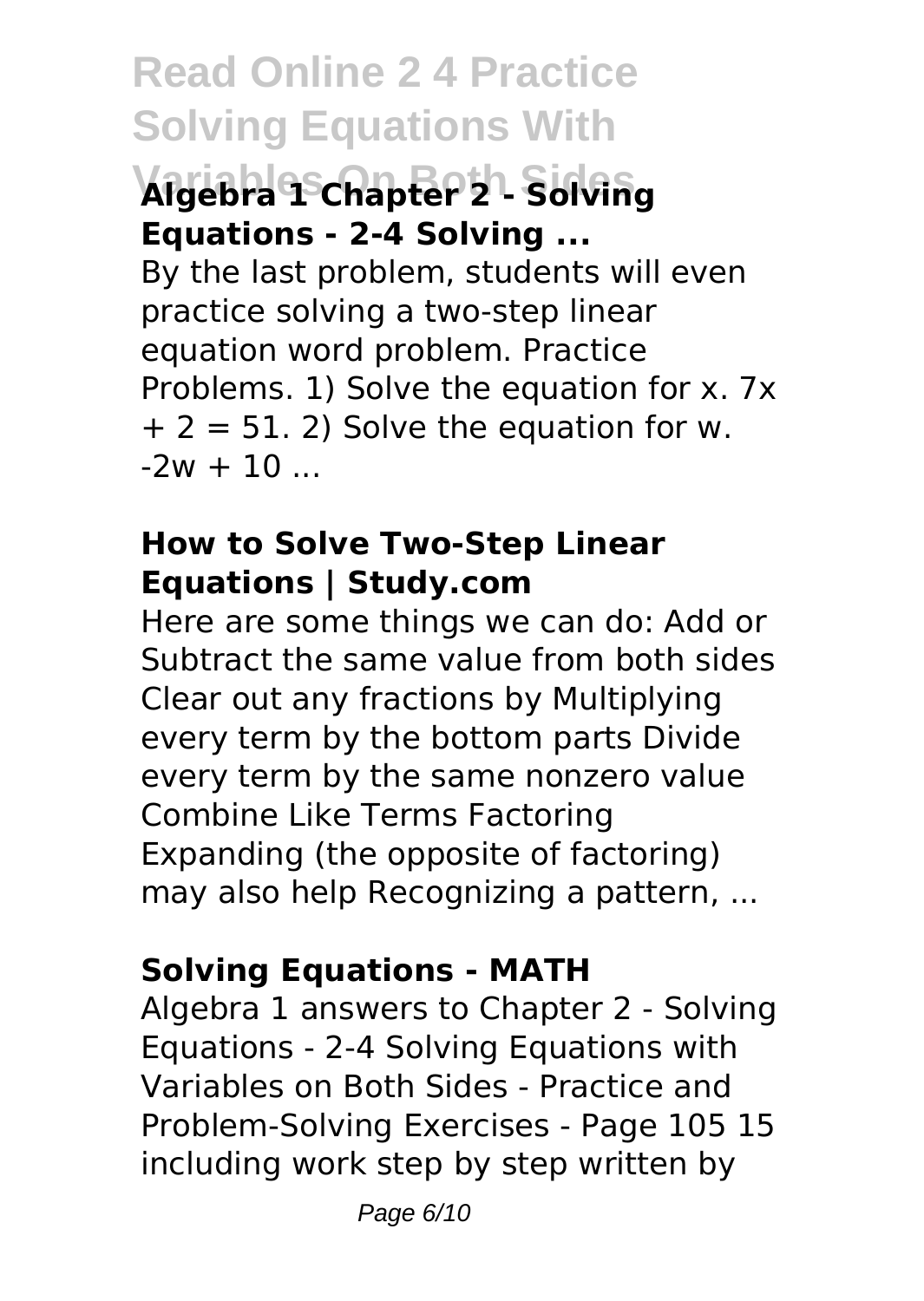### Algebra 1 Chapter 2 - Solving Equations - 2-4 Solving ...

By the last problem, students will even practice solving a two-step linear equation word problem. Practice Problems. 1) Solve the equation for x. $7x + 2 = 51$. 2) Solve the equation for w. $-2w + 10$ ...

### How to Solve Two-Step Linear Equations | Study.com

Here are some things we can do: Add or Subtract the same value from both sides Clear out any fractions by Multiplying every term by the bottom parts Divide every term by the same nonzero value Combine Like Terms Factoring Expanding (the opposite of factoring) may also help Recognizing a pattern, ...

### Solving Equations - MATH

Algebra 1 answers to Chapter 2 - Solving Equations - 2-4 Solving Equations with Variables on Both Sides - Practice and Problem-Solving Exercises - Page 105 15 including work step by step written by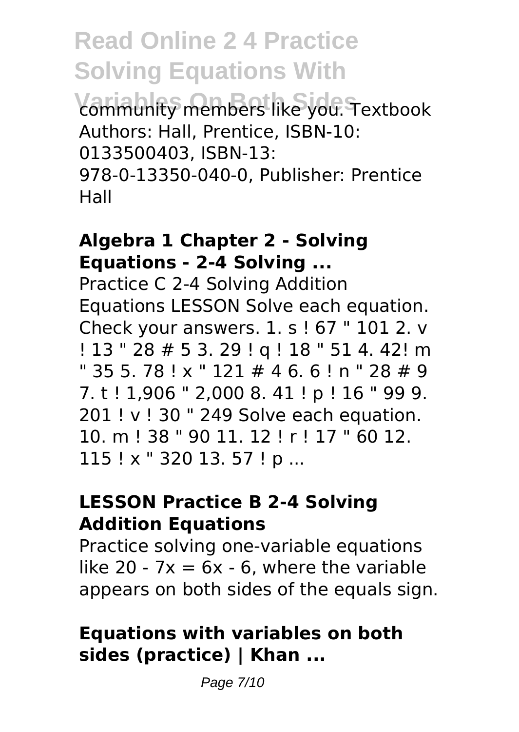community members like you. Textbook Authors: Hall, Prentice, ISBN-10: 0133500403, ISBN-13: 978-0-13350-040-0, Publisher: Prentice Hall

**Algebra 1 Chapter 2 - Solving Equations - 2-4 Solving ...**

Practice C 2-4 Solving Addition Equations LESSON Solve each equation. Check your answers. 1. s ! 67 " 101 2. v ! 13 " 28 # 5 3. 29 ! q ! 18 " 51 4. 42! m " 35 5. 78 ! x " 121 # 4 6. 6 ! n " 28 # 9 7. t ! 1,906 " 2,000 8. 41 ! p ! 16 " 99 9. 201 ! v ! 30 " 249 Solve each equation. 10. m ! 38 " 90 11. 12 ! r ! 17 " 60 12. 115 ! x " 320 13. 57 ! p ...

**LESSON Practice B 2-4 Solving Addition Equations**

Practice solving one-variable equations like $20 - 7x = 6x - 6$, where the variable appears on both sides of the equals sign.

**Equations with variables on both sides (practice) | Khan ...**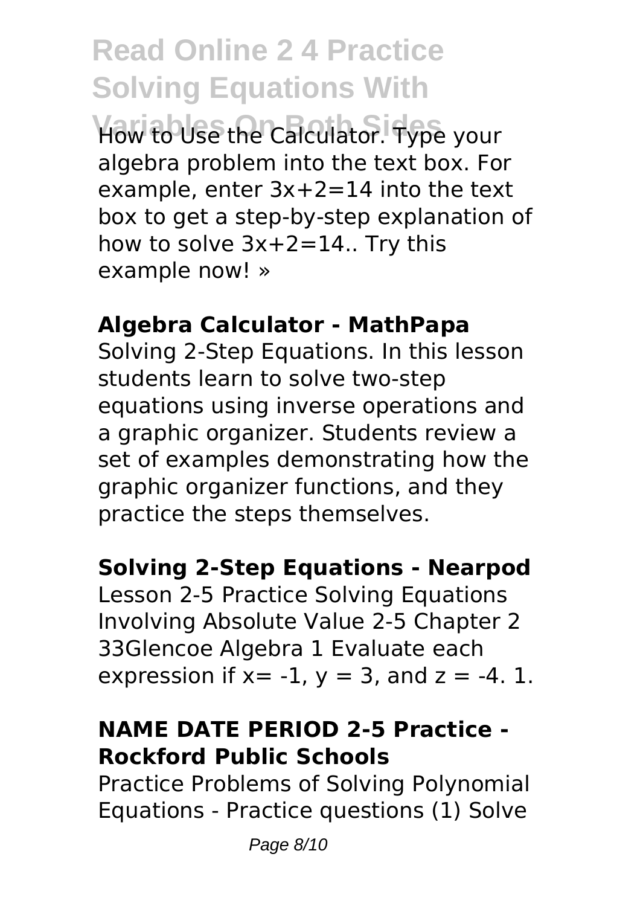How to Use the Calculator. Type your algebra problem into the text box. For example, enter $3x+2=14$ into the text box to get a step-by-step explanation of how to solve $3x+2=14$.. Try this example now! »

**Algebra Calculator - MathPapa**

Solving 2-Step Equations. In this lesson students learn to solve two-step equations using inverse operations and a graphic organizer. Students review a set of examples demonstrating how the graphic organizer functions, and they practice the steps themselves.

**Solving 2-Step Equations - Nearpod**

Lesson 2-5 Practice Solving Equations Involving Absolute Value 2-5 Chapter 2 33Glencoe Algebra 1 Evaluate each expression if $x= -1$, $y = 3$, and $z = -4$. 1.

**NAME DATE PERIOD 2-5 Practice - Rockford Public Schools**

Practice Problems of Solving Polynomial Equations - Practice questions (1) Solve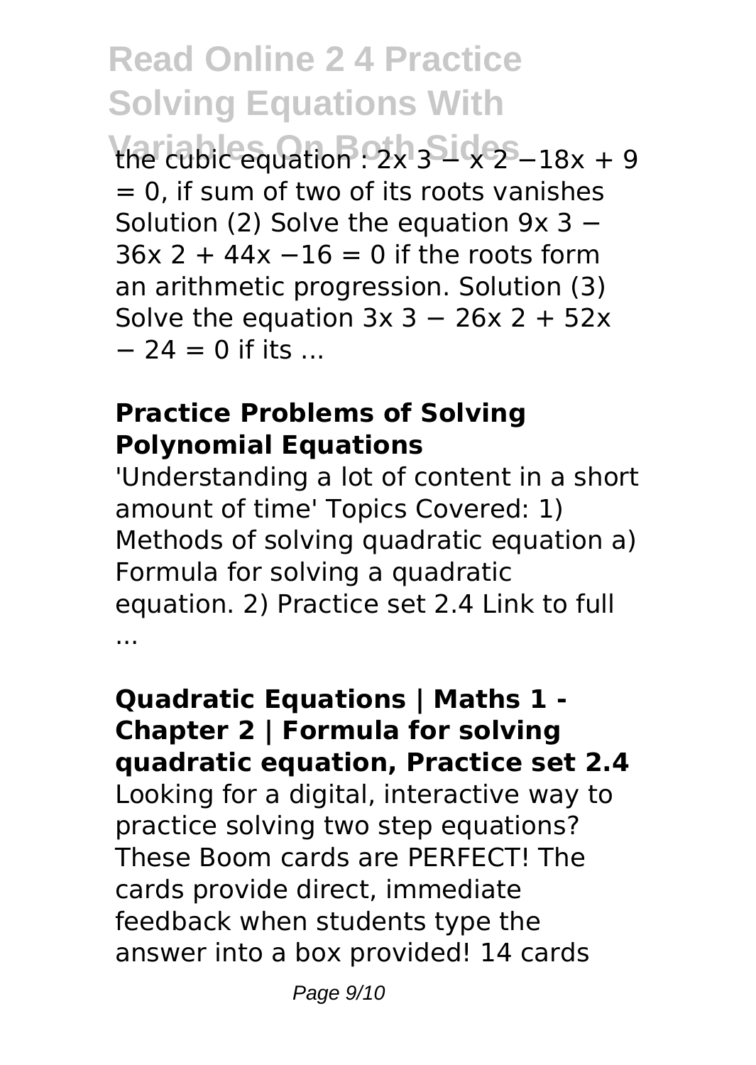the cubic equation : $2x^3 - x^2 - 18x + 9 = 0$, if sum of two of its roots vanishes Solution (2) Solve the equation $9x^3 - 36x^2 + 44x - 16 = 0$ if the roots form an arithmetic progression. Solution (3) Solve the equation $3x^3 - 26x^2 + 52x - 24 = 0$ if its ...

**Practice Problems of Solving Polynomial Equations**

'Understanding a lot of content in a short amount of time' Topics Covered: 1) Methods of solving quadratic equation a) Formula for solving a quadratic equation. 2) Practice set 2.4 Link to full ...

**Quadratic Equations | Maths 1 - Chapter 2 | Formula for solving quadratic equation, Practice set 2.4**

Looking for a digital, interactive way to practice solving two step equations? These Boom cards are PERFECT! The cards provide direct, immediate feedback when students type the answer into a box provided! 14 cards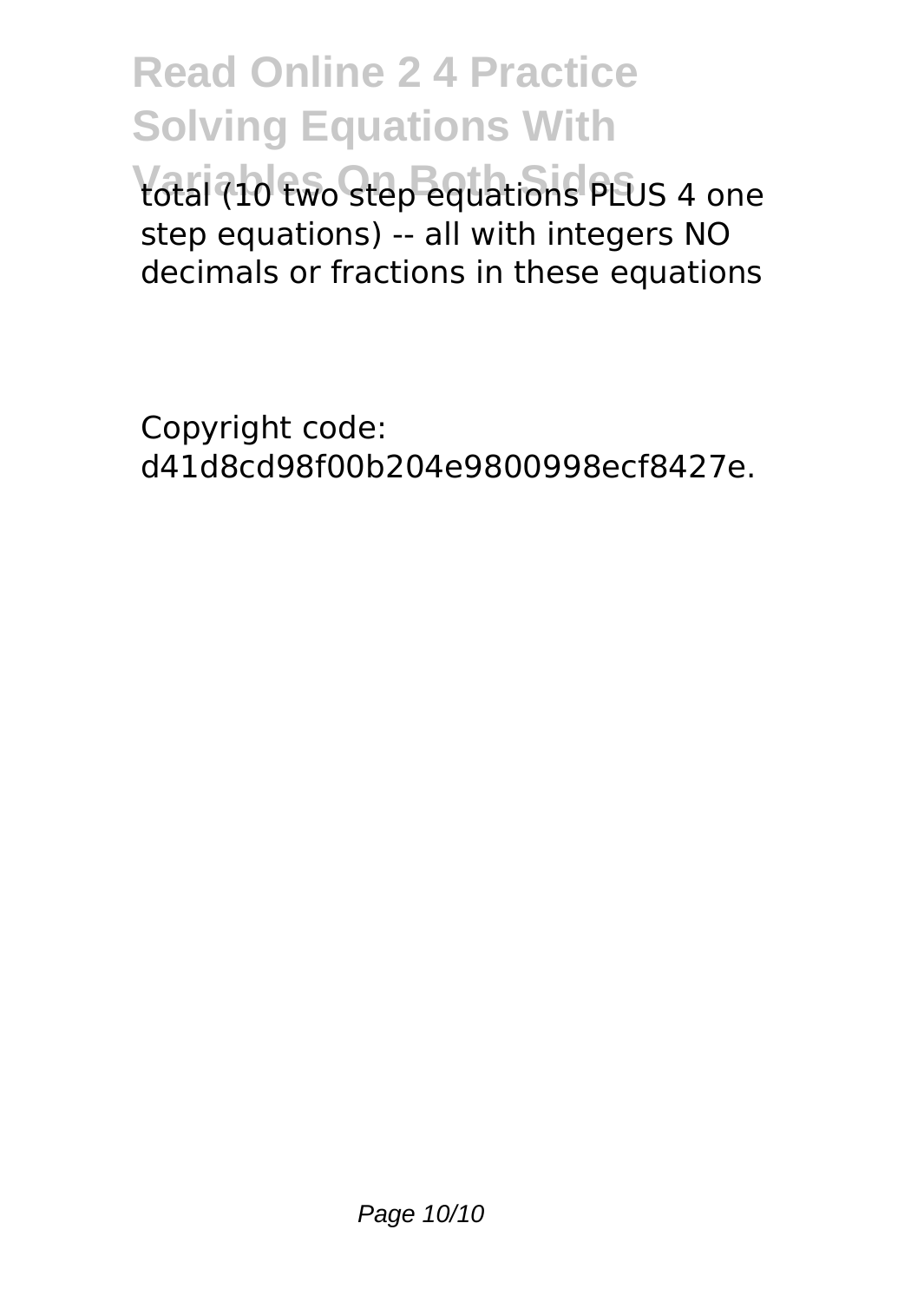total (10 two step equations PLUS 4 one step equations) -- all with integers NO decimals or fractions in these equations

Copyright code: d41d8cd98f00b204e9800998ecf8427e.